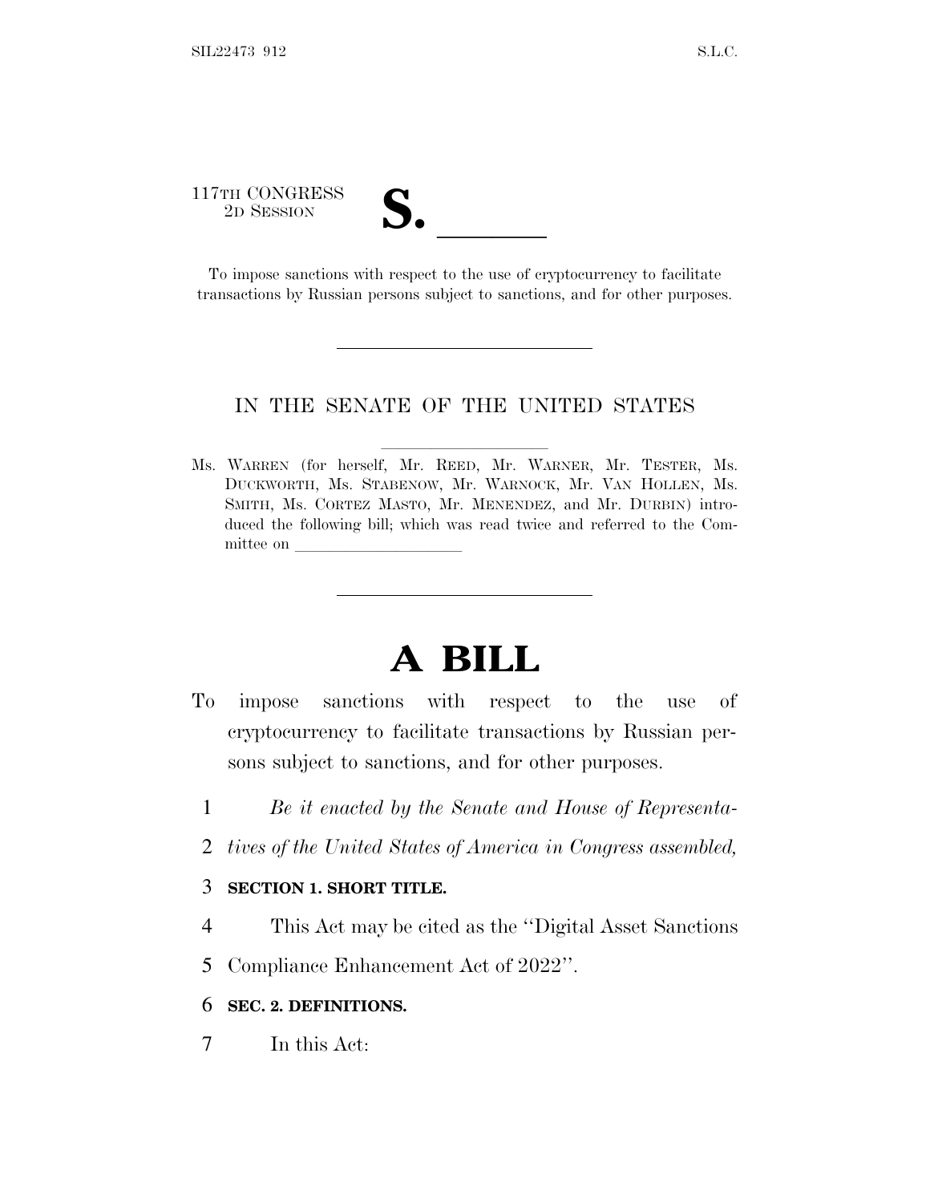117TH CONGRESS
2D SESSION

# S. \_\_\_\_\_\_

To impose sanctions with respect to the use of cryptocurrency to facilitate transactions by Russian persons subject to sanctions, and for other purposes.

---

IN THE SENATE OF THE UNITED STATES

Ms. WARREN (for herself, Mr. REED, Mr. WARNER, Mr. TESTER, Ms. DUCKWORTH, Ms. STABENOW, Mr. WARNOCK, Mr. VAN HOLLEN, Ms. SMITH, Ms. CORTEZ MASTO, Mr. MENENDEZ, and Mr. DURBIN) introduced the following bill; which was read twice and referred to the Committee on \_\_\_\_\_\_\_\_\_\_\_\_\_\_\_\_\_\_\_\_

---

# A BILL

To impose sanctions with respect to the use of cryptocurrency to facilitate transactions by Russian persons subject to sanctions, and for other purposes.

1 *Be it enacted by the Senate and House of Representa-*
2 *tives of the United States of America in Congress assembled,*

3 **SECTION 1. SHORT TITLE.**

4 This Act may be cited as the "Digital Asset Sanctions
5 Compliance Enhancement Act of 2022".

6 **SEC. 2. DEFINITIONS.**

7 In this Act: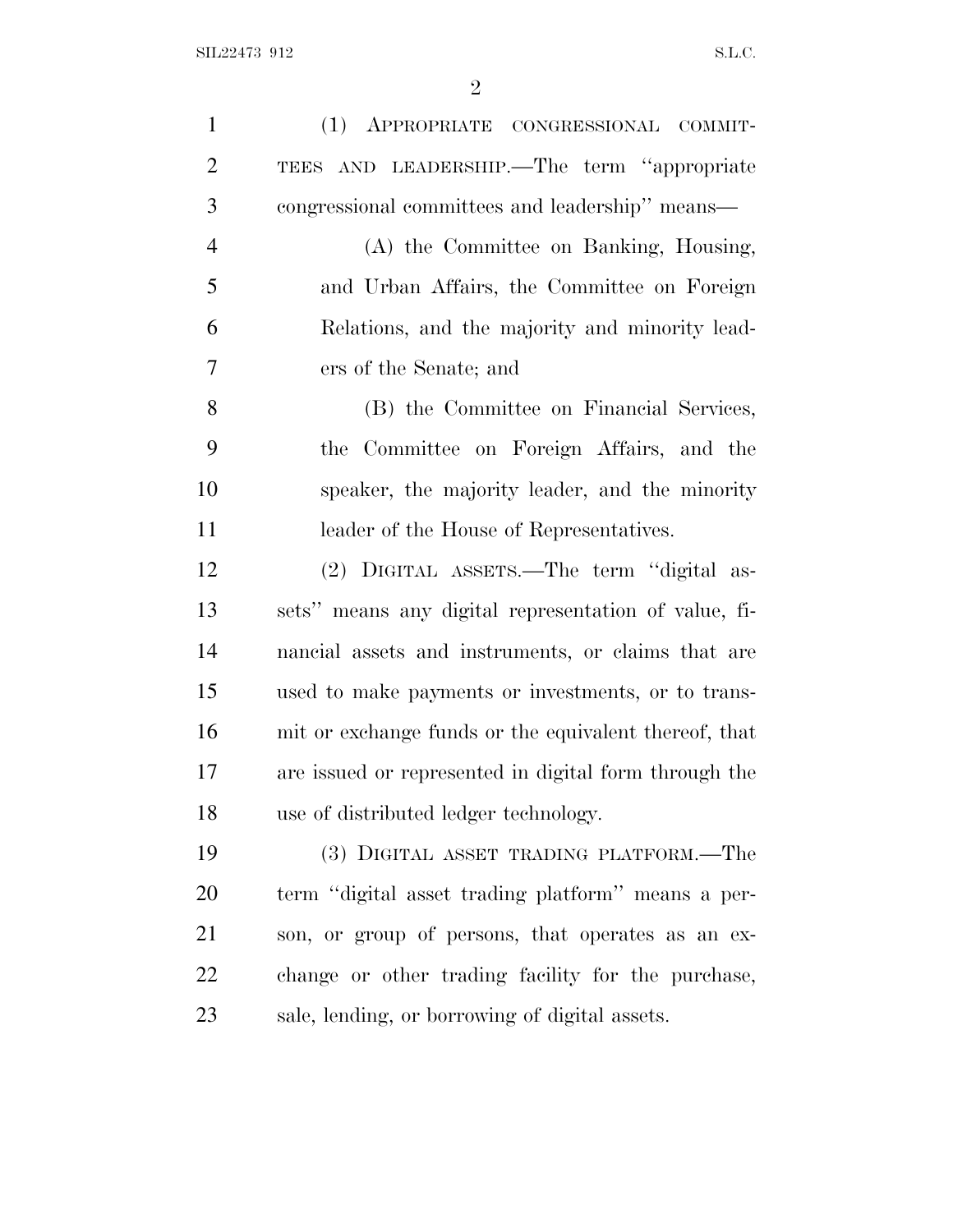(1) APPROPRIATE CONGRESSIONAL COMMITTEES AND LEADERSHIP.—The term ''appropriate congressional committees and leadership'' means—

(A) the Committee on Banking, Housing, and Urban Affairs, the Committee on Foreign Relations, and the majority and minority leaders of the Senate; and

(B) the Committee on Financial Services, the Committee on Foreign Affairs, and the speaker, the majority leader, and the minority leader of the House of Representatives.

(2) DIGITAL ASSETS.—The term ''digital assets'' means any digital representation of value, financial assets and instruments, or claims that are used to make payments or investments, or to transmit or exchange funds or the equivalent thereof, that are issued or represented in digital form through the use of distributed ledger technology.

(3) DIGITAL ASSET TRADING PLATFORM.—The term ''digital asset trading platform'' means a person, or group of persons, that operates as an exchange or other trading facility for the purchase, sale, lending, or borrowing of digital assets.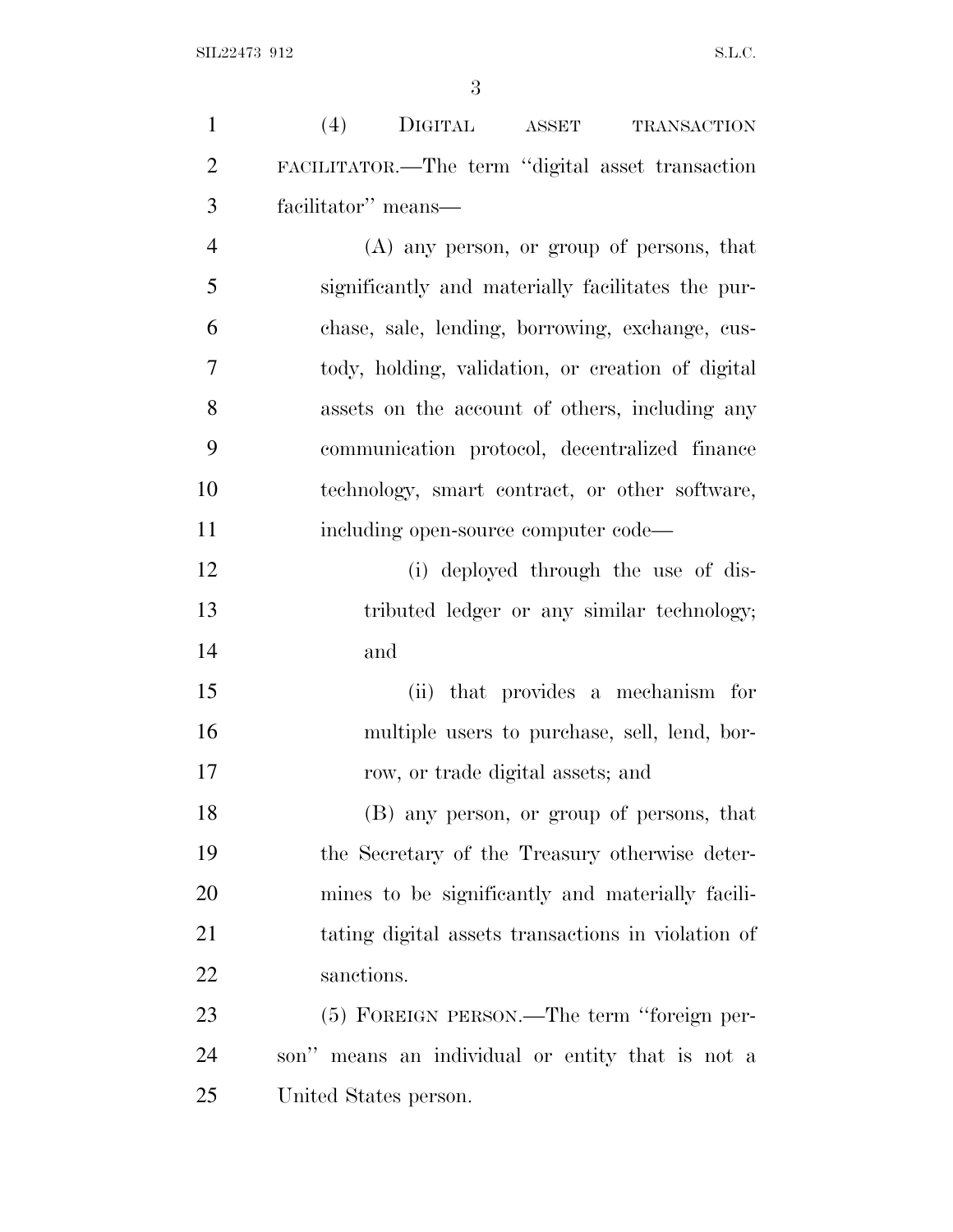(4) DIGITAL ASSET TRANSACTION FACILITATOR.—The term "digital asset transaction facilitator" means—

(A) any person, or group of persons, that significantly and materially facilitates the purchase, sale, lending, borrowing, exchange, custody, holding, validation, or creation of digital assets on the account of others, including any communication protocol, decentralized finance technology, smart contract, or other software, including open-source computer code—

(i) deployed through the use of distributed ledger or any similar technology; and

(ii) that provides a mechanism for multiple users to purchase, sell, lend, borrow, or trade digital assets; and

(B) any person, or group of persons, that the Secretary of the Treasury otherwise determines to be significantly and materially facilitating digital assets transactions in violation of sanctions.

(5) FOREIGN PERSON.—The term "foreign person" means an individual or entity that is not a United States person.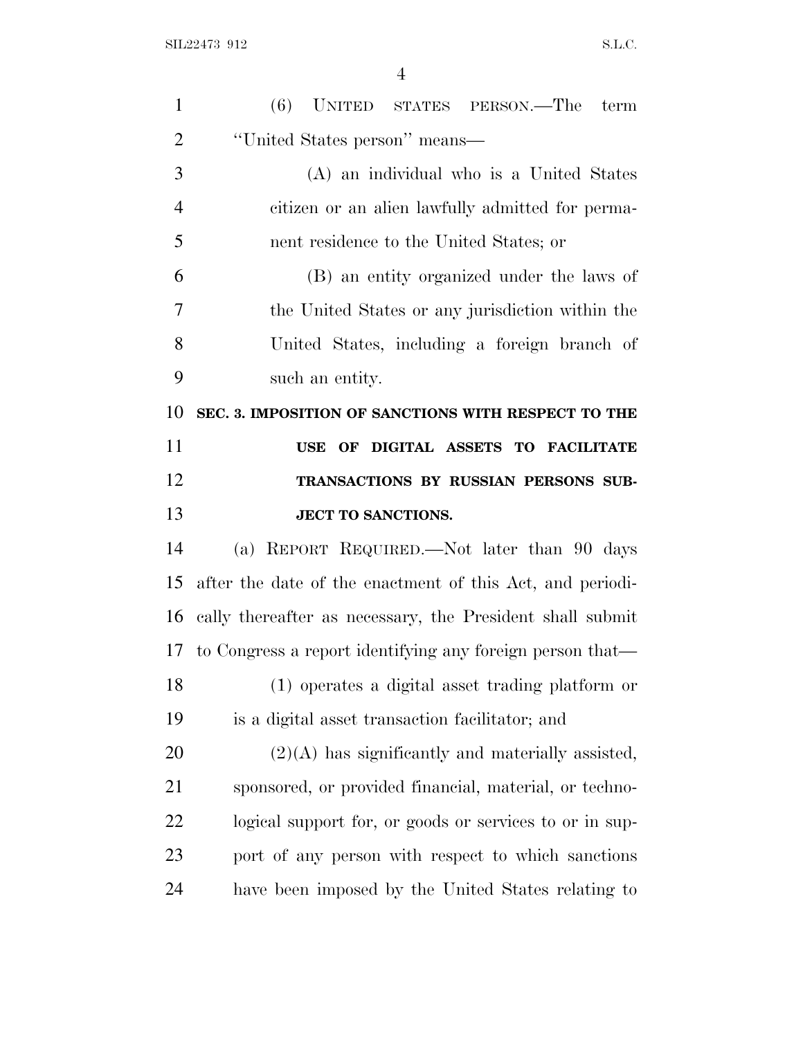(6) UNITED STATES PERSON.—The term "United States person" means—

(A) an individual who is a United States citizen or an alien lawfully admitted for permanent residence to the United States; or

(B) an entity organized under the laws of the United States or any jurisdiction within the United States, including a foreign branch of such an entity.

## SEC. 3. IMPOSITION OF SANCTIONS WITH RESPECT TO THE USE OF DIGITAL ASSETS TO FACILITATE TRANSACTIONS BY RUSSIAN PERSONS SUBJECT TO SANCTIONS.

(a) REPORT REQUIRED.—Not later than 90 days after the date of the enactment of this Act, and periodically thereafter as necessary, the President shall submit to Congress a report identifying any foreign person that—

(1) operates a digital asset trading platform or is a digital asset transaction facilitator; and

(2)(A) has significantly and materially assisted, sponsored, or provided financial, material, or technological support for, or goods or services to or in support of any person with respect to which sanctions have been imposed by the United States relating to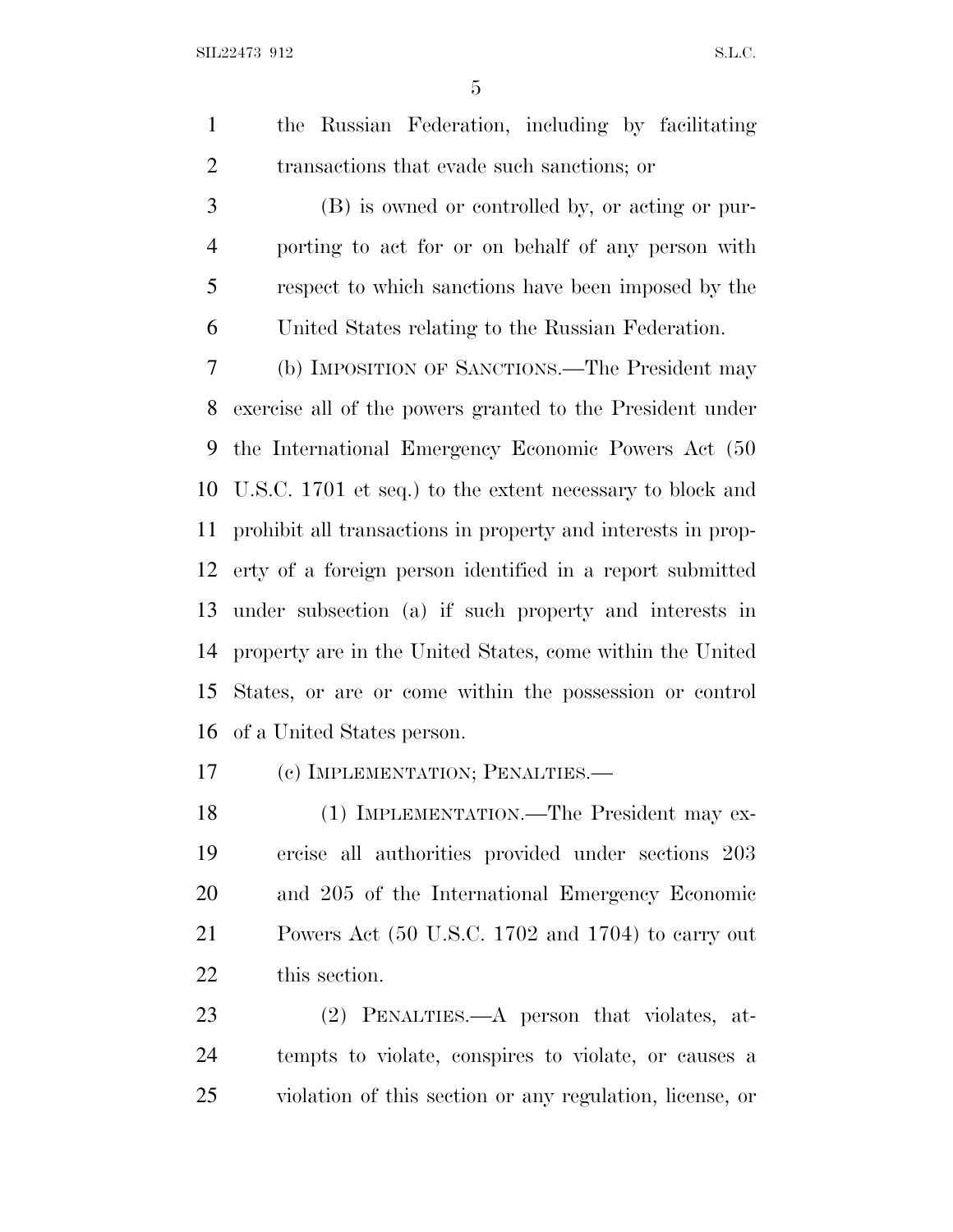the Russian Federation, including by facilitating transactions that evade such sanctions; or

(B) is owned or controlled by, or acting or purporting to act for or on behalf of any person with respect to which sanctions have been imposed by the United States relating to the Russian Federation.

(b) IMPOSITION OF SANCTIONS.—The President may exercise all of the powers granted to the President under the International Emergency Economic Powers Act (50 U.S.C. 1701 et seq.) to the extent necessary to block and prohibit all transactions in property and interests in property of a foreign person identified in a report submitted under subsection (a) if such property and interests in property are in the United States, come within the United States, or are or come within the possession or control of a United States person.

(c) IMPLEMENTATION; PENALTIES.—

(1) IMPLEMENTATION.—The President may exercise all authorities provided under sections 203 and 205 of the International Emergency Economic Powers Act (50 U.S.C. 1702 and 1704) to carry out this section.

(2) PENALTIES.—A person that violates, attempts to violate, conspires to violate, or causes a violation of this section or any regulation, license, or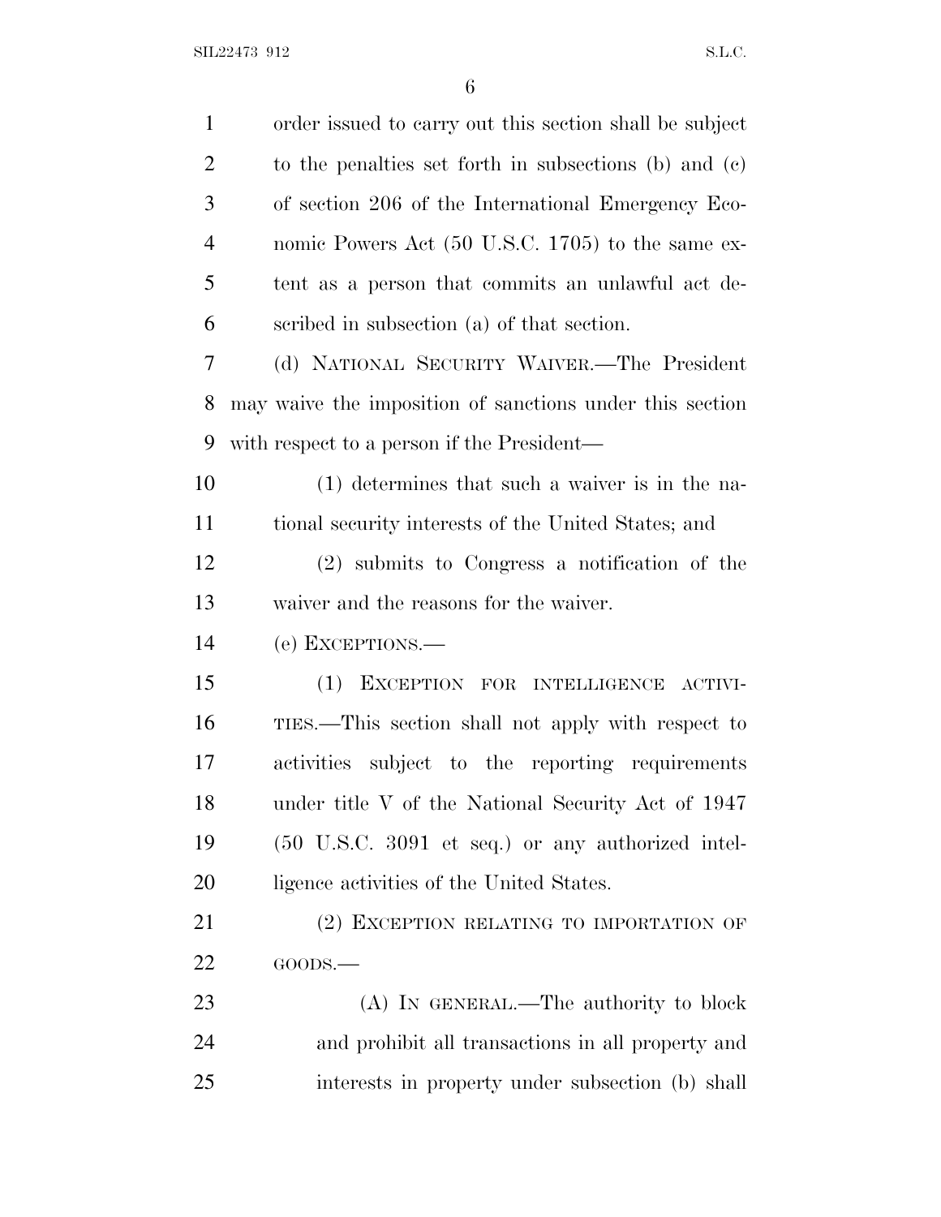order issued to carry out this section shall be subject to the penalties set forth in subsections (b) and (c) of section 206 of the International Emergency Economic Powers Act (50 U.S.C. 1705) to the same extent as a person that commits an unlawful act described in subsection (a) of that section.

(d) NATIONAL SECURITY WAIVER.—The President may waive the imposition of sanctions under this section with respect to a person if the President—

(1) determines that such a waiver is in the national security interests of the United States; and

(2) submits to Congress a notification of the waiver and the reasons for the waiver.

(e) EXCEPTIONS.—

(1) EXCEPTION FOR INTELLIGENCE ACTIVITIES.—This section shall not apply with respect to activities subject to the reporting requirements under title V of the National Security Act of 1947 (50 U.S.C. 3091 et seq.) or any authorized intelligence activities of the United States.

(2) EXCEPTION RELATING TO IMPORTATION OF GOODS.—

(A) IN GENERAL.—The authority to block and prohibit all transactions in all property and interests in property under subsection (b) shall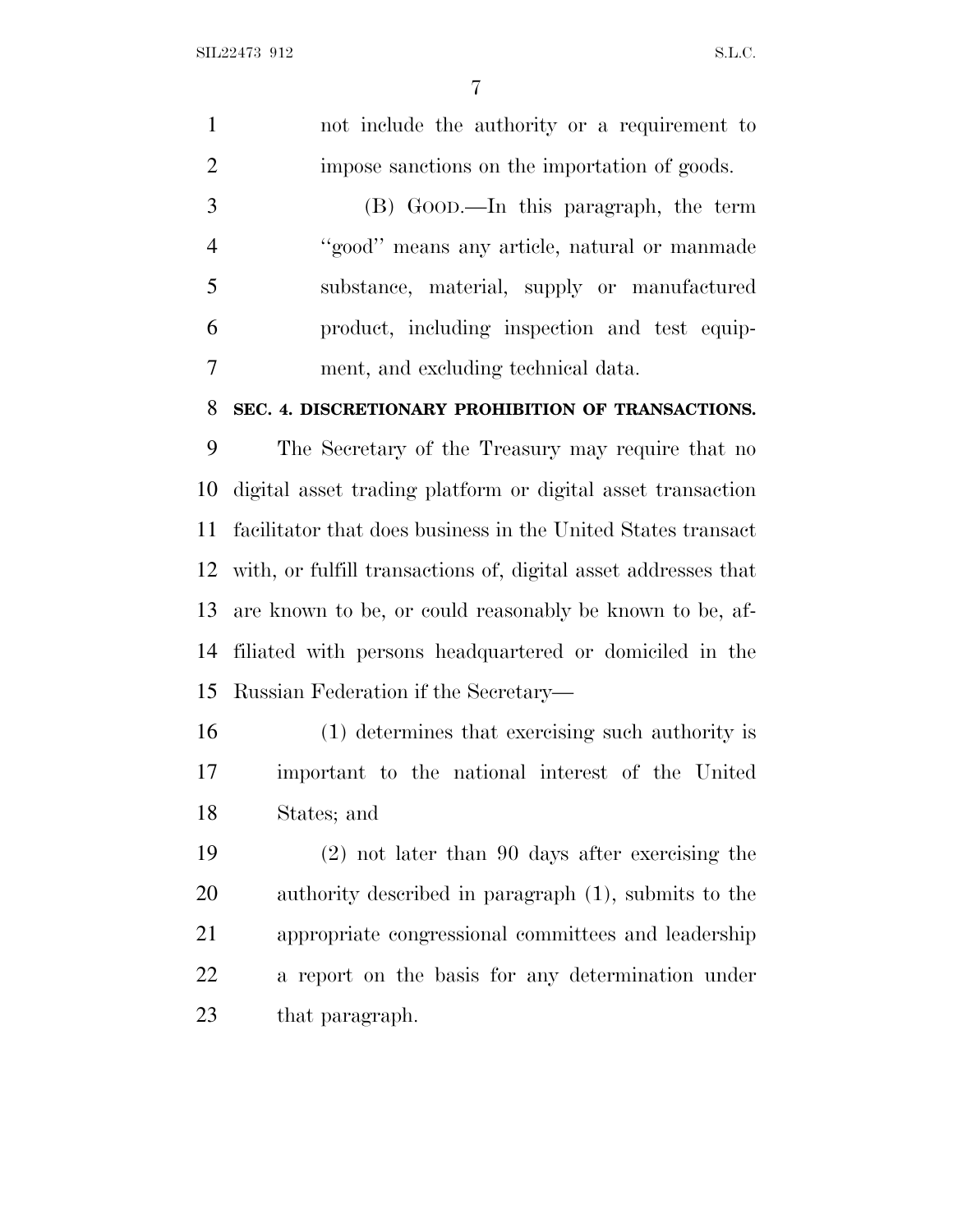not include the authority or a requirement to impose sanctions on the importation of goods.

(B) GOOD.—In this paragraph, the term ''good'' means any article, natural or manmade substance, material, supply or manufactured product, including inspection and test equipment, and excluding technical data.

**SEC. 4. DISCRETIONARY PROHIBITION OF TRANSACTIONS.**

The Secretary of the Treasury may require that no digital asset trading platform or digital asset transaction facilitator that does business in the United States transact with, or fulfill transactions of, digital asset addresses that are known to be, or could reasonably be known to be, affiliated with persons headquartered or domiciled in the Russian Federation if the Secretary—

(1) determines that exercising such authority is important to the national interest of the United States; and

(2) not later than 90 days after exercising the authority described in paragraph (1), submits to the appropriate congressional committees and leadership a report on the basis for any determination under that paragraph.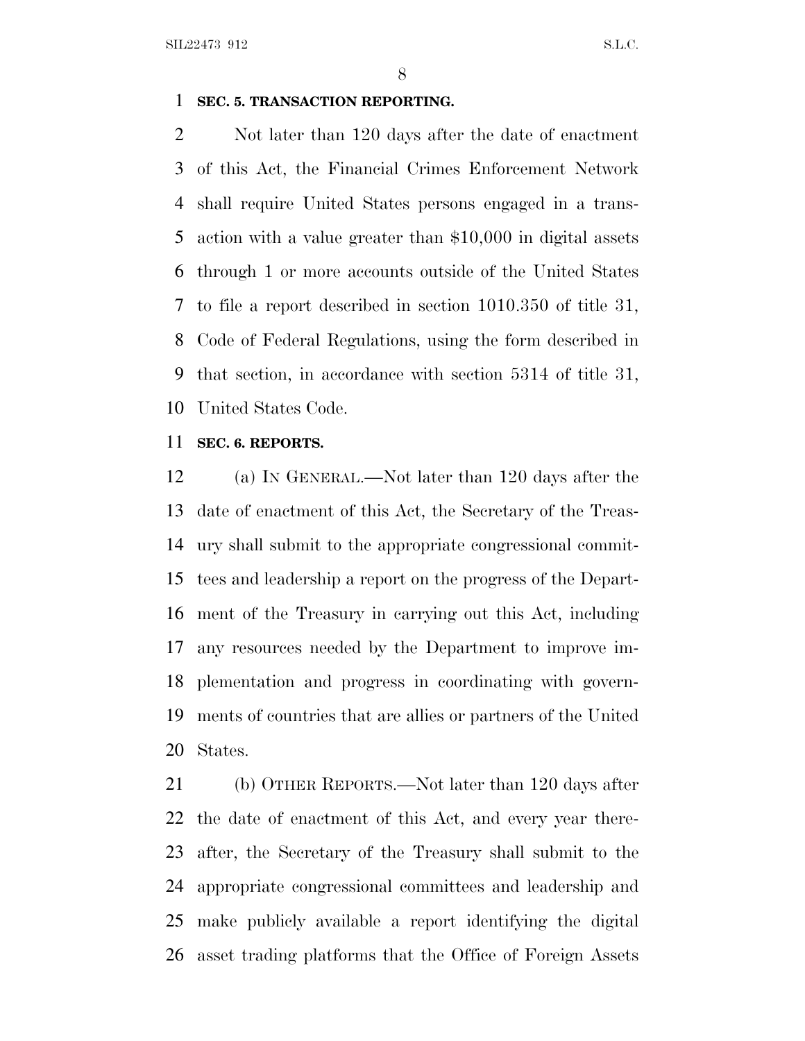**SEC. 5. TRANSACTION REPORTING.**

Not later than 120 days after the date of enactment of this Act, the Financial Crimes Enforcement Network shall require United States persons engaged in a transaction with a value greater than $10,000 in digital assets through 1 or more accounts outside of the United States to file a report described in section 1010.350 of title 31, Code of Federal Regulations, using the form described in that section, in accordance with section 5314 of title 31, United States Code.

**SEC. 6. REPORTS.**

(a) IN GENERAL.—Not later than 120 days after the date of enactment of this Act, the Secretary of the Treasury shall submit to the appropriate congressional committees and leadership a report on the progress of the Department of the Treasury in carrying out this Act, including any resources needed by the Department to improve implementation and progress in coordinating with governments of countries that are allies or partners of the United States.

(b) OTHER REPORTS.—Not later than 120 days after the date of enactment of this Act, and every year thereafter, the Secretary of the Treasury shall submit to the appropriate congressional committees and leadership and make publicly available a report identifying the digital asset trading platforms that the Office of Foreign Assets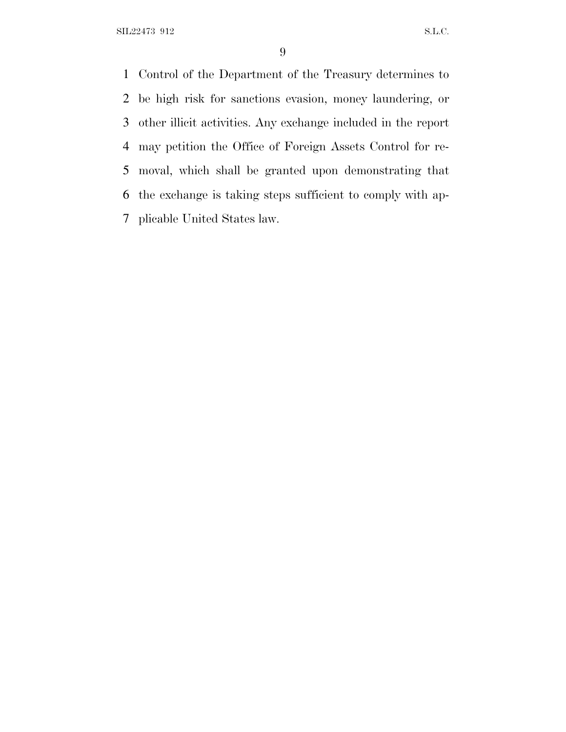Control of the Department of the Treasury determines to be high risk for sanctions evasion, money laundering, or other illicit activities. Any exchange included in the report may petition the Office of Foreign Assets Control for removal, which shall be granted upon demonstrating that the exchange is taking steps sufficient to comply with applicable United States law.